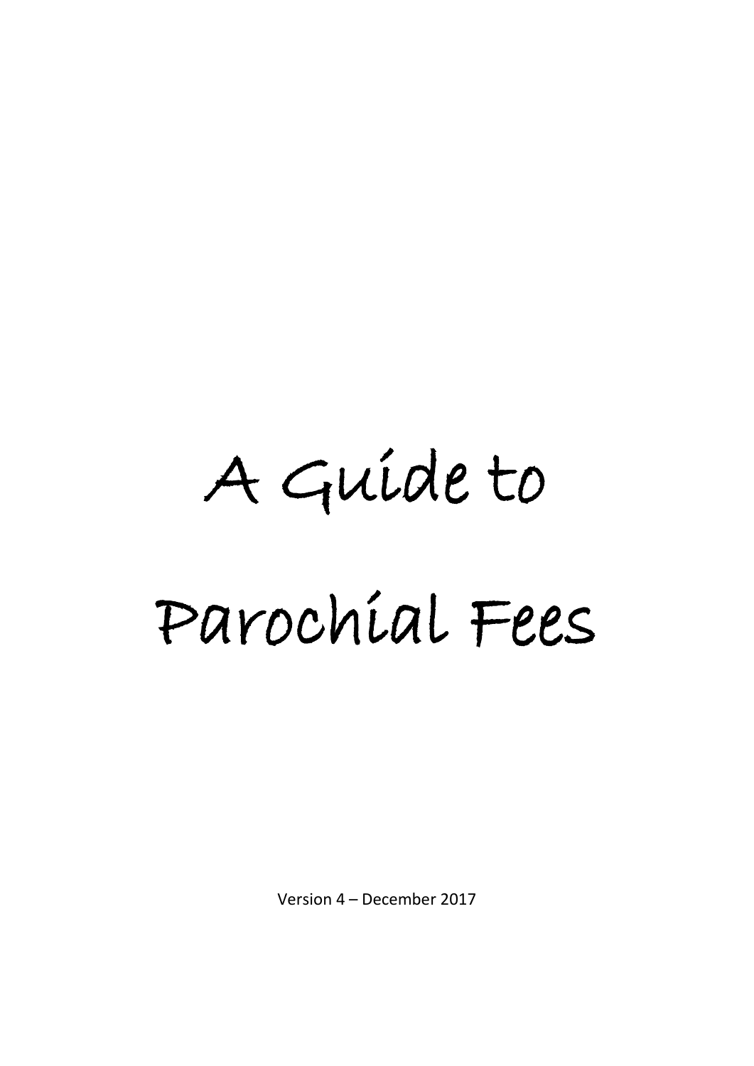# A Guide to Parochial Fees

Version 4 – December 2017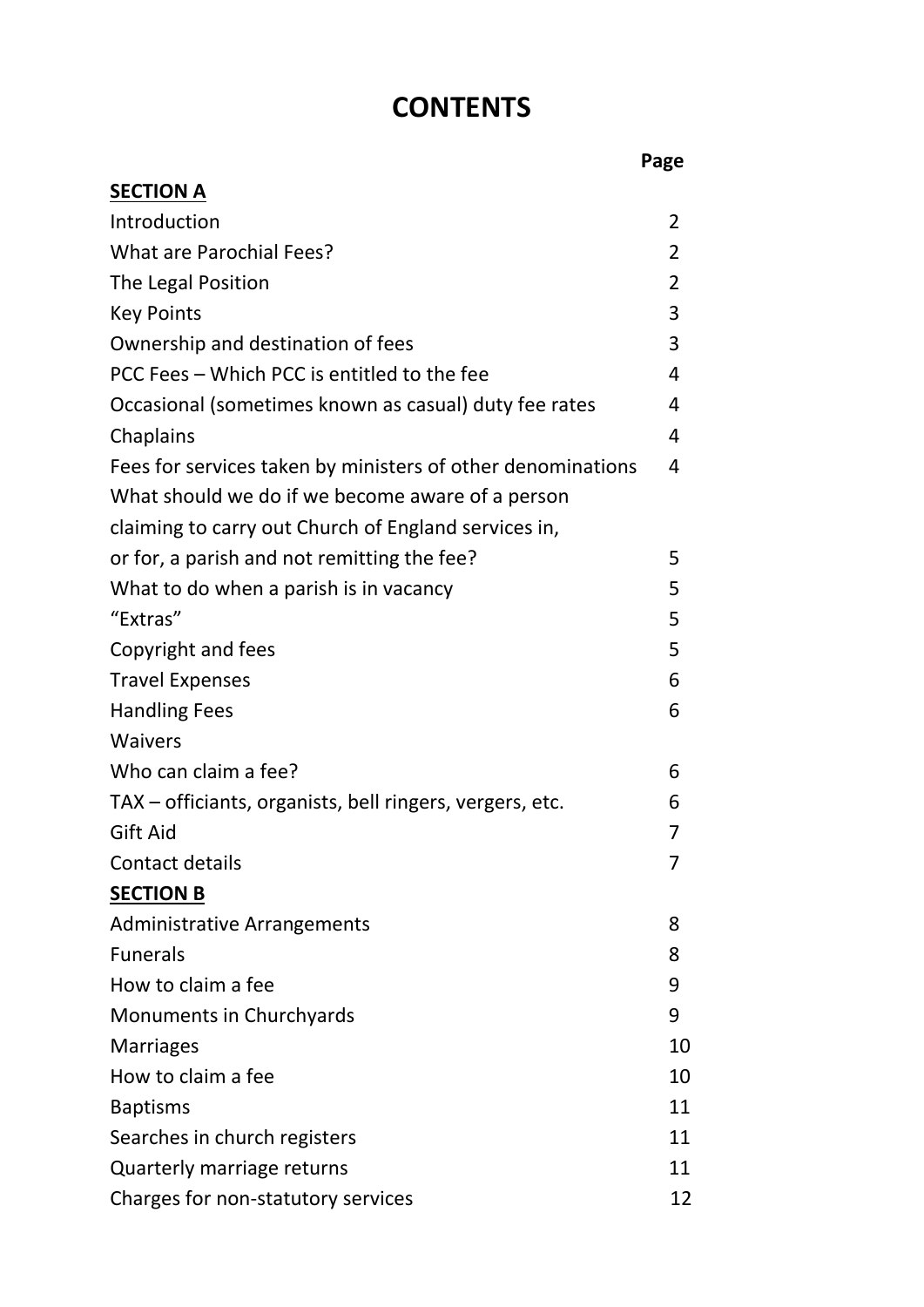# CONTENTS

| | Page |
|---|---|
| **SECTION A** | |
| Introduction | 2 |
| What are Parochial Fees? | 2 |
| The Legal Position | 2 |
| Key Points | 3 |
| Ownership and destination of fees | 3 |
| PCC Fees – Which PCC is entitled to the fee | 4 |
| Occasional (sometimes known as casual) duty fee rates | 4 |
| Chaplains | 4 |
| Fees for services taken by ministers of other denominations | 4 |
| What should we do if we become aware of a person claiming to carry out Church of England services in, or for, a parish and not remitting the fee? | 5 |
| What to do when a parish is in vacancy | 5 |
| "Extras" | 5 |
| Copyright and fees | 5 |
| Travel Expenses | 6 |
| Handling Fees | 6 |
| Waivers | |
| Who can claim a fee? | 6 |
| TAX – officiants, organists, bell ringers, vergers, etc. | 6 |
| Gift Aid | 7 |
| Contact details | 7 |
| **SECTION B** | |
| Administrative Arrangements | 8 |
| Funerals | 8 |
| How to claim a fee | 9 |
| Monuments in Churchyards | 9 |
| Marriages | 10 |
| How to claim a fee | 10 |
| Baptisms | 11 |
| Searches in church registers | 11 |
| Quarterly marriage returns | 11 |
| Charges for non-statutory services | 12 |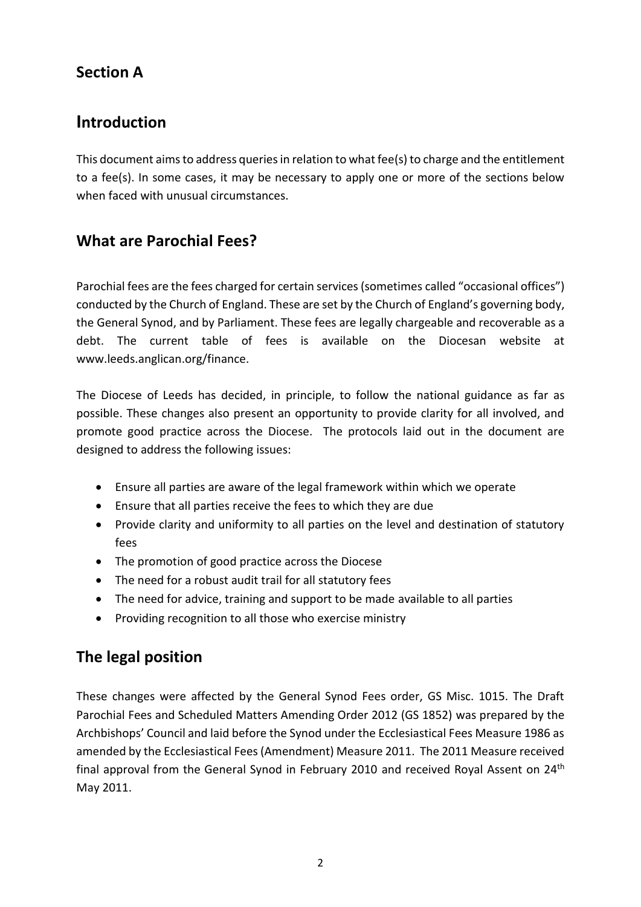## Section A

## Introduction

This document aims to address queries in relation to what fee(s) to charge and the entitlement to a fee(s). In some cases, it may be necessary to apply one or more of the sections below when faced with unusual circumstances.

## What are Parochial Fees?

Parochial fees are the fees charged for certain services (sometimes called "occasional offices") conducted by the Church of England. These are set by the Church of England's governing body, the General Synod, and by Parliament. These fees are legally chargeable and recoverable as a debt. The current table of fees is available on the Diocesan website at www.leeds.anglican.org/finance.

The Diocese of Leeds has decided, in principle, to follow the national guidance as far as possible. These changes also present an opportunity to provide clarity for all involved, and promote good practice across the Diocese. The protocols laid out in the document are designed to address the following issues:

- Ensure all parties are aware of the legal framework within which we operate
- Ensure that all parties receive the fees to which they are due
- Provide clarity and uniformity to all parties on the level and destination of statutory fees
- The promotion of good practice across the Diocese
- The need for a robust audit trail for all statutory fees
- The need for advice, training and support to be made available to all parties
- Providing recognition to all those who exercise ministry

## The legal position

These changes were affected by the General Synod Fees order, GS Misc. 1015. The Draft Parochial Fees and Scheduled Matters Amending Order 2012 (GS 1852) was prepared by the Archbishops' Council and laid before the Synod under the Ecclesiastical Fees Measure 1986 as amended by the Ecclesiastical Fees (Amendment) Measure 2011. The 2011 Measure received final approval from the General Synod in February 2010 and received Royal Assent on 24th May 2011.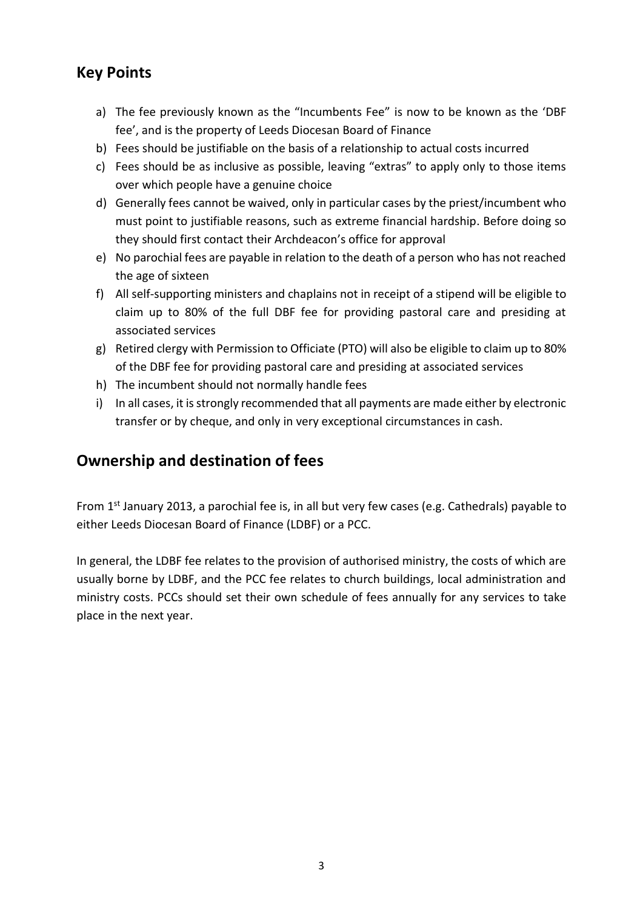## Key Points

a) The fee previously known as the "Incumbents Fee" is now to be known as the 'DBF fee', and is the property of Leeds Diocesan Board of Finance
b) Fees should be justifiable on the basis of a relationship to actual costs incurred
c) Fees should be as inclusive as possible, leaving "extras" to apply only to those items over which people have a genuine choice
d) Generally fees cannot be waived, only in particular cases by the priest/incumbent who must point to justifiable reasons, such as extreme financial hardship. Before doing so they should first contact their Archdeacon's office for approval
e) No parochial fees are payable in relation to the death of a person who has not reached the age of sixteen
f) All self-supporting ministers and chaplains not in receipt of a stipend will be eligible to claim up to 80% of the full DBF fee for providing pastoral care and presiding at associated services
g) Retired clergy with Permission to Officiate (PTO) will also be eligible to claim up to 80% of the DBF fee for providing pastoral care and presiding at associated services
h) The incumbent should not normally handle fees
i) In all cases, it is strongly recommended that all payments are made either by electronic transfer or by cheque, and only in very exceptional circumstances in cash.

## Ownership and destination of fees

From 1st January 2013, a parochial fee is, in all but very few cases (e.g. Cathedrals) payable to either Leeds Diocesan Board of Finance (LDBF) or a PCC.

In general, the LDBF fee relates to the provision of authorised ministry, the costs of which are usually borne by LDBF, and the PCC fee relates to church buildings, local administration and ministry costs. PCCs should set their own schedule of fees annually for any services to take place in the next year.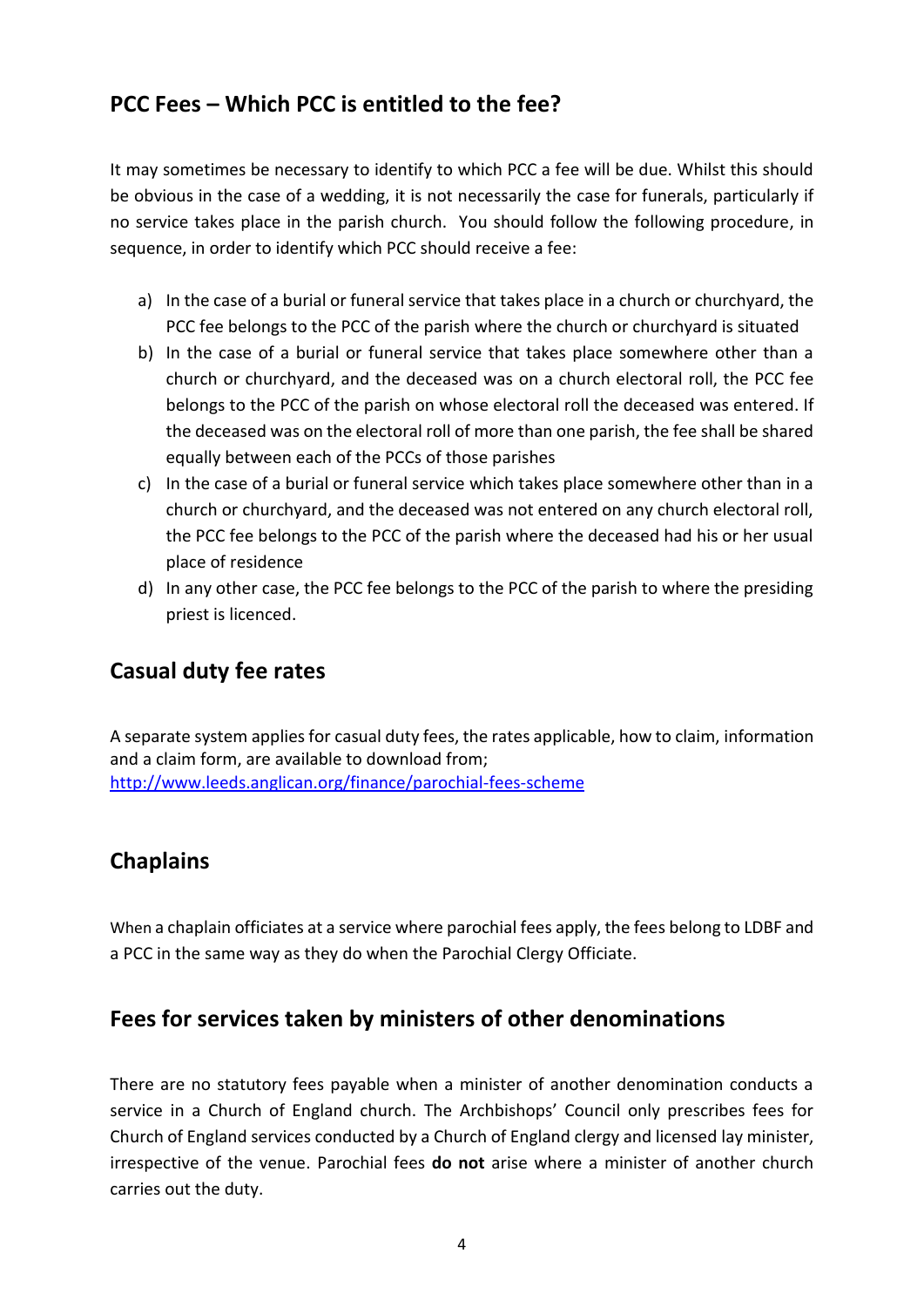## PCC Fees – Which PCC is entitled to the fee?

It may sometimes be necessary to identify to which PCC a fee will be due. Whilst this should be obvious in the case of a wedding, it is not necessarily the case for funerals, particularly if no service takes place in the parish church. You should follow the following procedure, in sequence, in order to identify which PCC should receive a fee:

a) In the case of a burial or funeral service that takes place in a church or churchyard, the PCC fee belongs to the PCC of the parish where the church or churchyard is situated
b) In the case of a burial or funeral service that takes place somewhere other than a church or churchyard, and the deceased was on a church electoral roll, the PCC fee belongs to the PCC of the parish on whose electoral roll the deceased was entered. If the deceased was on the electoral roll of more than one parish, the fee shall be shared equally between each of the PCCs of those parishes
c) In the case of a burial or funeral service which takes place somewhere other than in a church or churchyard, and the deceased was not entered on any church electoral roll, the PCC fee belongs to the PCC of the parish where the deceased had his or her usual place of residence
d) In any other case, the PCC fee belongs to the PCC of the parish to where the presiding priest is licenced.

## Casual duty fee rates

A separate system applies for casual duty fees, the rates applicable, how to claim, information and a claim form, are available to download from;
[http://www.leeds.anglican.org/finance/parochial-fees-scheme](http://www.leeds.anglican.org/finance/parochial-fees-scheme)

## Chaplains

When a chaplain officiates at a service where parochial fees apply, the fees belong to LDBF and a PCC in the same way as they do when the Parochial Clergy Officiate.

## Fees for services taken by ministers of other denominations

There are no statutory fees payable when a minister of another denomination conducts a service in a Church of England church. The Archbishops' Council only prescribes fees for Church of England services conducted by a Church of England clergy and licensed lay minister, irrespective of the venue. Parochial fees **do not** arise where a minister of another church carries out the duty.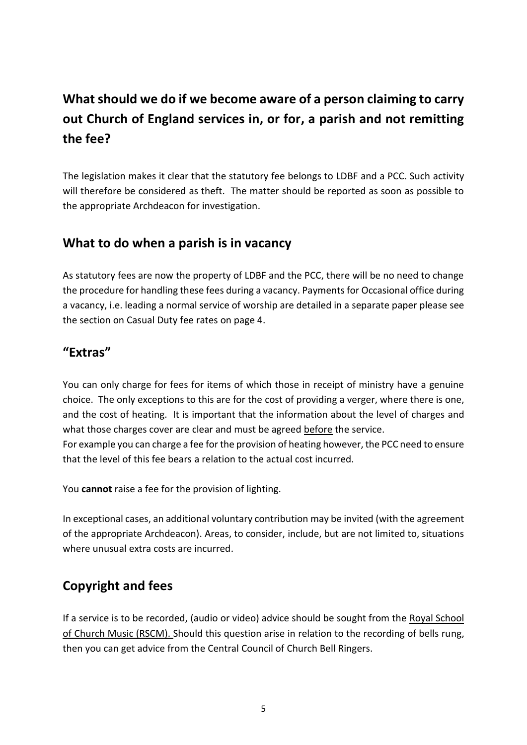## What should we do if we become aware of a person claiming to carry out Church of England services in, or for, a parish and not remitting the fee?

The legislation makes it clear that the statutory fee belongs to LDBF and a PCC. Such activity will therefore be considered as theft. The matter should be reported as soon as possible to the appropriate Archdeacon for investigation.

## What to do when a parish is in vacancy

As statutory fees are now the property of LDBF and the PCC, there will be no need to change the procedure for handling these fees during a vacancy. Payments for Occasional office during a vacancy, i.e. leading a normal service of worship are detailed in a separate paper please see the section on Casual Duty fee rates on page 4.

## "Extras"

You can only charge for fees for items of which those in receipt of ministry have a genuine choice. The only exceptions to this are for the cost of providing a verger, where there is one, and the cost of heating. It is important that the information about the level of charges and what those charges cover are clear and must be agreed before the service.
For example you can charge a fee for the provision of heating however, the PCC need to ensure that the level of this fee bears a relation to the actual cost incurred.

You **cannot** raise a fee for the provision of lighting.

In exceptional cases, an additional voluntary contribution may be invited (with the agreement of the appropriate Archdeacon). Areas, to consider, include, but are not limited to, situations where unusual extra costs are incurred.

## Copyright and fees

If a service is to be recorded, (audio or video) advice should be sought from the Royal School of Church Music (RSCM). Should this question arise in relation to the recording of bells rung, then you can get advice from the Central Council of Church Bell Ringers.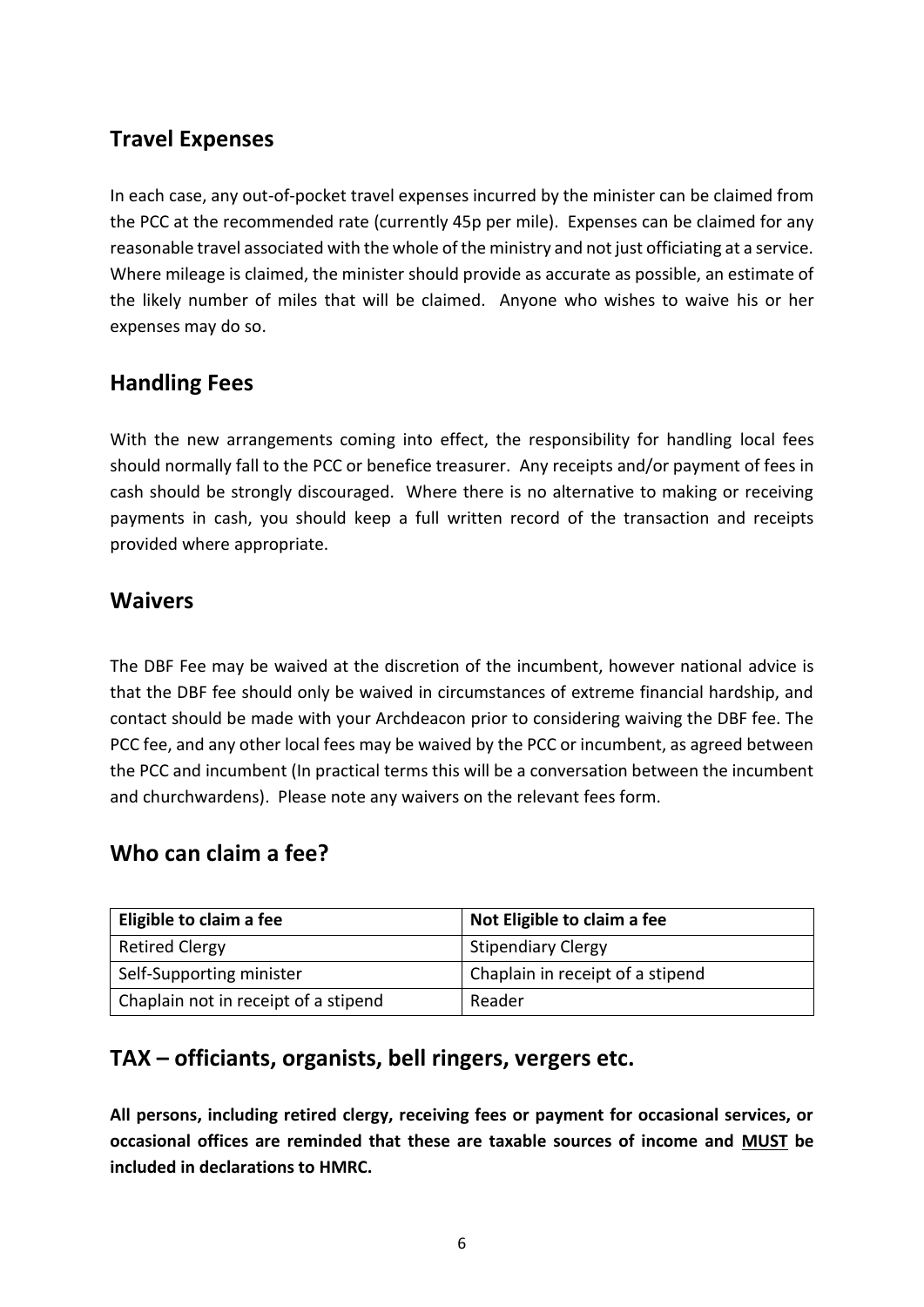## Travel Expenses

In each case, any out-of-pocket travel expenses incurred by the minister can be claimed from the PCC at the recommended rate (currently 45p per mile). Expenses can be claimed for any reasonable travel associated with the whole of the ministry and not just officiating at a service. Where mileage is claimed, the minister should provide as accurate as possible, an estimate of the likely number of miles that will be claimed. Anyone who wishes to waive his or her expenses may do so.

## Handling Fees

With the new arrangements coming into effect, the responsibility for handling local fees should normally fall to the PCC or benefice treasurer. Any receipts and/or payment of fees in cash should be strongly discouraged. Where there is no alternative to making or receiving payments in cash, you should keep a full written record of the transaction and receipts provided where appropriate.

## Waivers

The DBF Fee may be waived at the discretion of the incumbent, however national advice is that the DBF fee should only be waived in circumstances of extreme financial hardship, and contact should be made with your Archdeacon prior to considering waiving the DBF fee. The PCC fee, and any other local fees may be waived by the PCC or incumbent, as agreed between the PCC and incumbent (In practical terms this will be a conversation between the incumbent and churchwardens). Please note any waivers on the relevant fees form.

## Who can claim a fee?

| Eligible to claim a fee | Not Eligible to claim a fee |
| --- | --- |
| Retired Clergy | Stipendiary Clergy |
| Self-Supporting minister | Chaplain in receipt of a stipend |
| Chaplain not in receipt of a stipend | Reader |

## TAX – officiants, organists, bell ringers, vergers etc.

**All persons, including retired clergy, receiving fees or payment for occasional services, or occasional offices are reminded that these are taxable sources of income and MUST be included in declarations to HMRC.**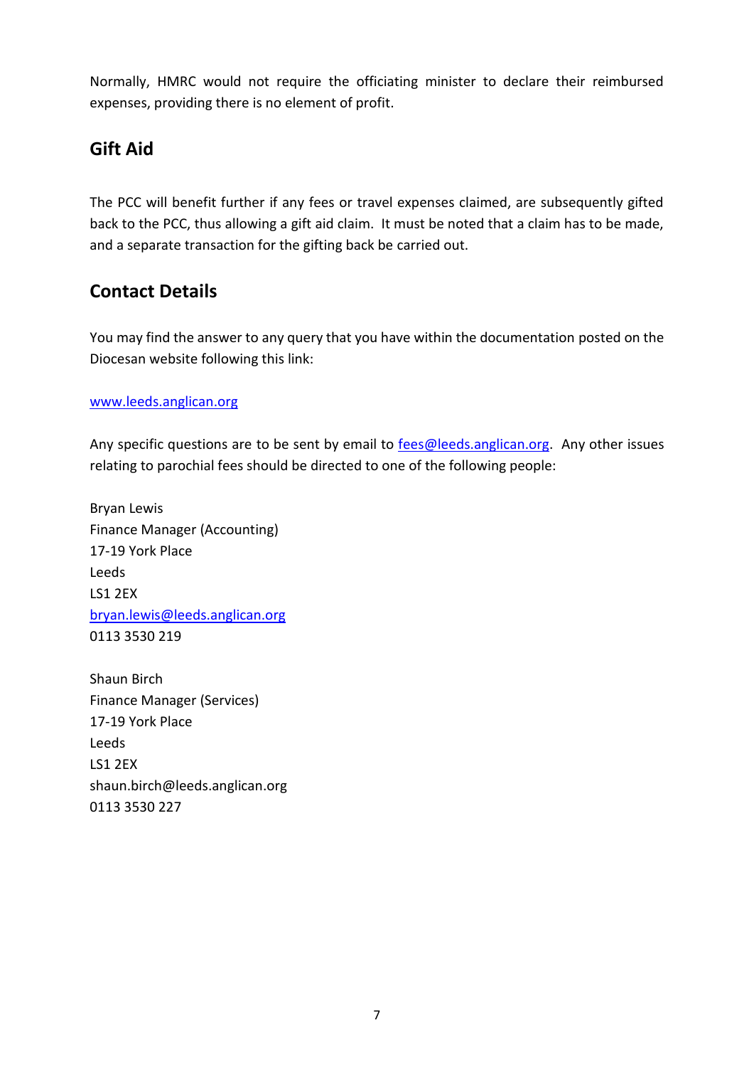Normally, HMRC would not require the officiating minister to declare their reimbursed expenses, providing there is no element of profit.

## Gift Aid

The PCC will benefit further if any fees or travel expenses claimed, are subsequently gifted back to the PCC, thus allowing a gift aid claim. It must be noted that a claim has to be made, and a separate transaction for the gifting back be carried out.

## Contact Details

You may find the answer to any query that you have within the documentation posted on the Diocesan website following this link:

[www.leeds.anglican.org](http://www.leeds.anglican.org)

Any specific questions are to be sent by email to [fees@leeds.anglican.org](mailto:fees@leeds.anglican.org). Any other issues relating to parochial fees should be directed to one of the following people:

Bryan Lewis
Finance Manager (Accounting)
17-19 York Place
Leeds
LS1 2EX
[bryan.lewis@leeds.anglican.org](mailto:bryan.lewis@leeds.anglican.org)
0113 3530 219

Shaun Birch
Finance Manager (Services)
17-19 York Place
Leeds
LS1 2EX
shaun.birch@leeds.anglican.org
0113 3530 227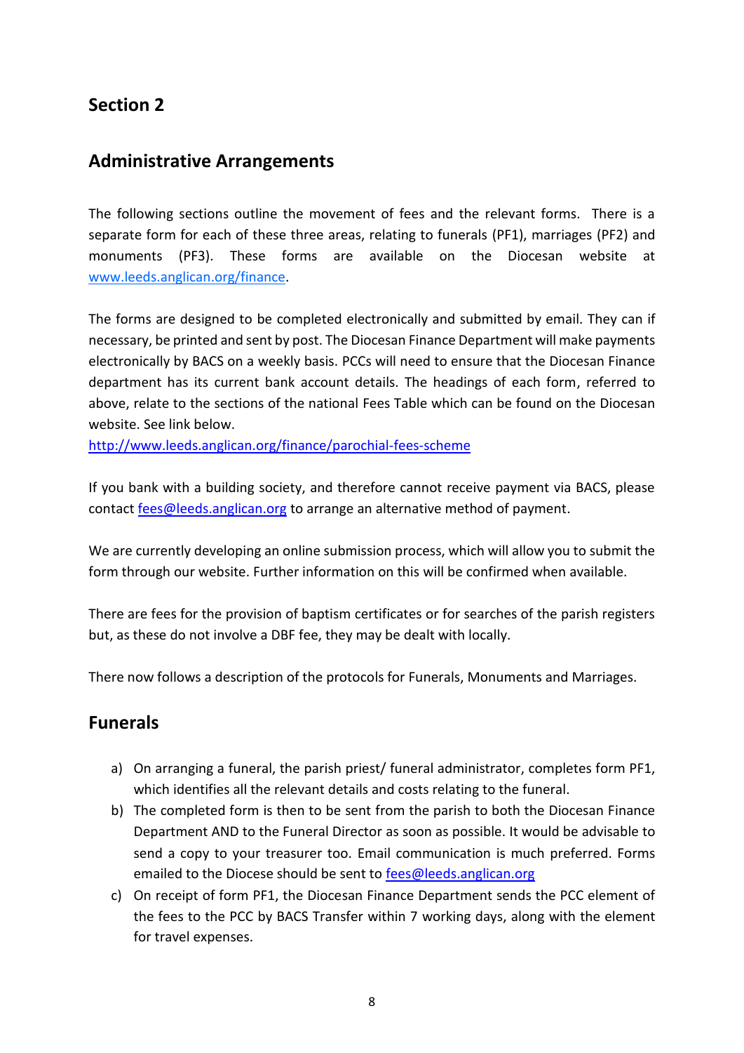## Section 2

## Administrative Arrangements

The following sections outline the movement of fees and the relevant forms. There is a separate form for each of these three areas, relating to funerals (PF1), marriages (PF2) and monuments (PF3). These forms are available on the Diocesan website at [www.leeds.anglican.org/finance](www.leeds.anglican.org/finance).

The forms are designed to be completed electronically and submitted by email. They can if necessary, be printed and sent by post. The Diocesan Finance Department will make payments electronically by BACS on a weekly basis. PCCs will need to ensure that the Diocesan Finance department has its current bank account details. The headings of each form, referred to above, relate to the sections of the national Fees Table which can be found on the Diocesan website. See link below.
[http://www.leeds.anglican.org/finance/parochial-fees-scheme](http://www.leeds.anglican.org/finance/parochial-fees-scheme)

If you bank with a building society, and therefore cannot receive payment via BACS, please contact [fees@leeds.anglican.org](mailto:fees@leeds.anglican.org) to arrange an alternative method of payment.

We are currently developing an online submission process, which will allow you to submit the form through our website. Further information on this will be confirmed when available.

There are fees for the provision of baptism certificates or for searches of the parish registers but, as these do not involve a DBF fee, they may be dealt with locally.

There now follows a description of the protocols for Funerals, Monuments and Marriages.

## Funerals

a) On arranging a funeral, the parish priest/ funeral administrator, completes form PF1, which identifies all the relevant details and costs relating to the funeral.
b) The completed form is then to be sent from the parish to both the Diocesan Finance Department AND to the Funeral Director as soon as possible. It would be advisable to send a copy to your treasurer too. Email communication is much preferred. Forms emailed to the Diocese should be sent to [fees@leeds.anglican.org](mailto:fees@leeds.anglican.org)
c) On receipt of form PF1, the Diocesan Finance Department sends the PCC element of the fees to the PCC by BACS Transfer within 7 working days, along with the element for travel expenses.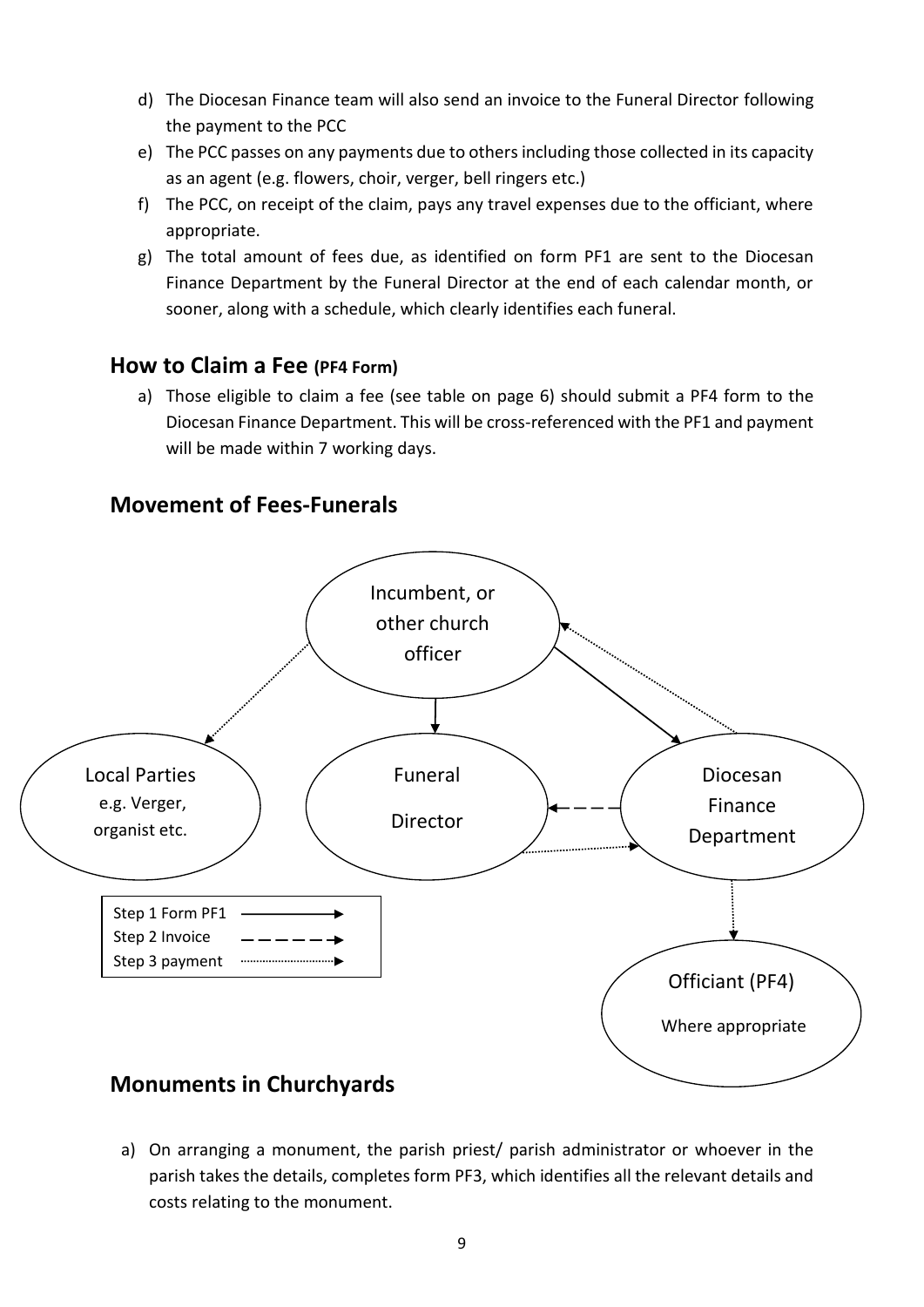d) The Diocesan Finance team will also send an invoice to the Funeral Director following the payment to the PCC
e) The PCC passes on any payments due to others including those collected in its capacity as an agent (e.g. flowers, choir, verger, bell ringers etc.)
f) The PCC, on receipt of the claim, pays any travel expenses due to the officiant, where appropriate.
g) The total amount of fees due, as identified on form PF1 are sent to the Diocesan Finance Department by the Funeral Director at the end of each calendar month, or sooner, along with a schedule, which clearly identifies each funeral.

## How to Claim a Fee (PF4 Form)

a) Those eligible to claim a fee (see table on page 6) should submit a PF4 form to the Diocesan Finance Department. This will be cross-referenced with the PF1 and payment will be made within 7 working days.

## Movement of Fees-Funerals

Incumbent, or other church officer

Local Parties e.g. Verger, organist etc.

Funeral Director

Diocesan Finance Department

Officiant (PF4) Where appropriate

Step 1 Form PF1
Step 2 Invoice
Step 3 payment

## Monuments in Churchyards

a) On arranging a monument, the parish priest/ parish administrator or whoever in the parish takes the details, completes form PF3, which identifies all the relevant details and costs relating to the monument.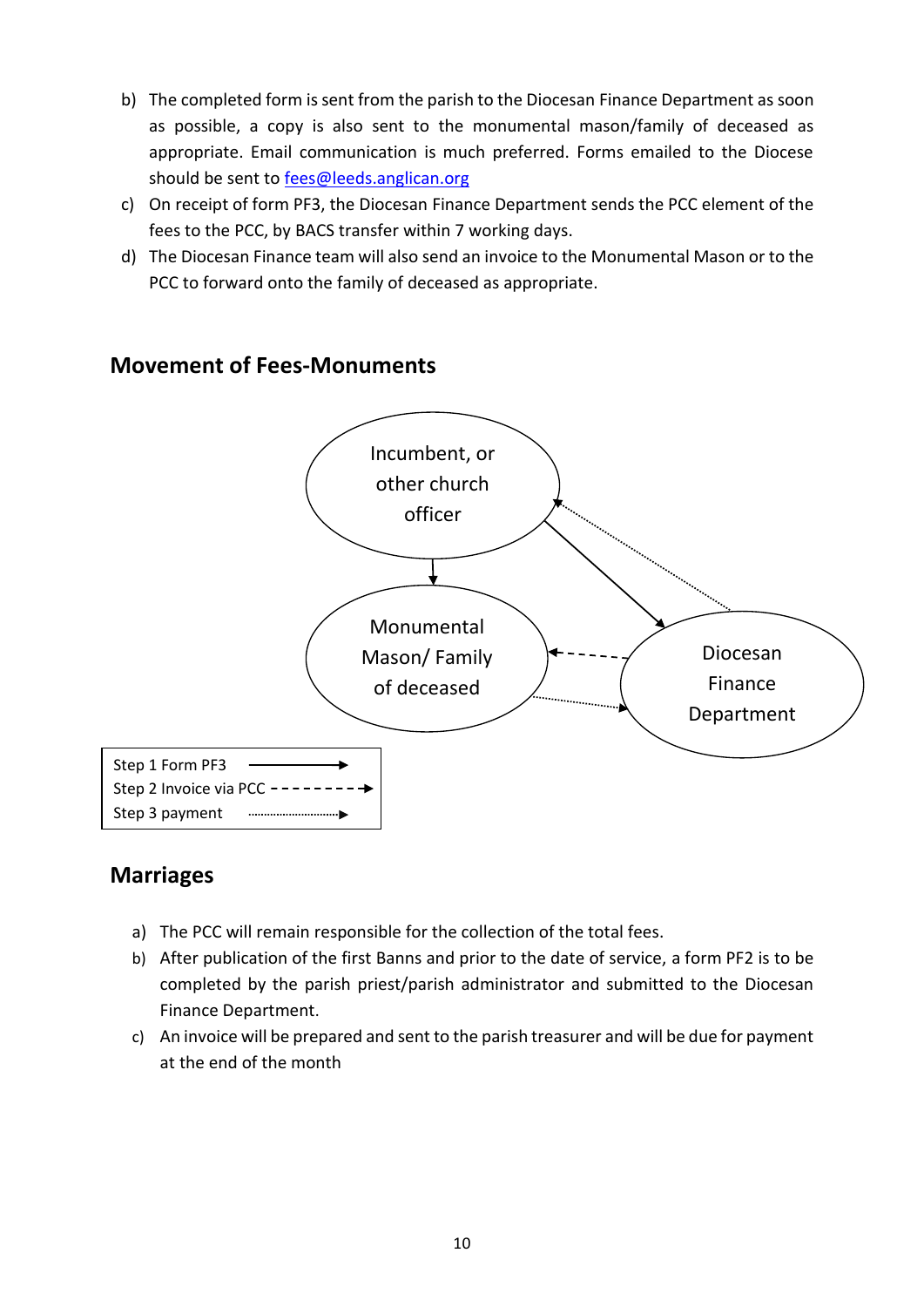b) The completed form is sent from the parish to the Diocesan Finance Department as soon as possible, a copy is also sent to the monumental mason/family of deceased as appropriate. Email communication is much preferred. Forms emailed to the Diocese should be sent to fees@leeds.anglican.org
c) On receipt of form PF3, the Diocesan Finance Department sends the PCC element of the fees to the PCC, by BACS transfer within 7 working days.
d) The Diocesan Finance team will also send an invoice to the Monumental Mason or to the PCC to forward onto the family of deceased as appropriate.

## Movement of Fees-Monuments

Incumbent, or other church officer

Monumental Mason/ Family of deceased

Diocesan Finance Department

Step 1 Form PF3
Step 2 Invoice via PCC
Step 3 payment

## Marriages

a) The PCC will remain responsible for the collection of the total fees.
b) After publication of the first Banns and prior to the date of service, a form PF2 is to be completed by the parish priest/parish administrator and submitted to the Diocesan Finance Department.
c) An invoice will be prepared and sent to the parish treasurer and will be due for payment at the end of the month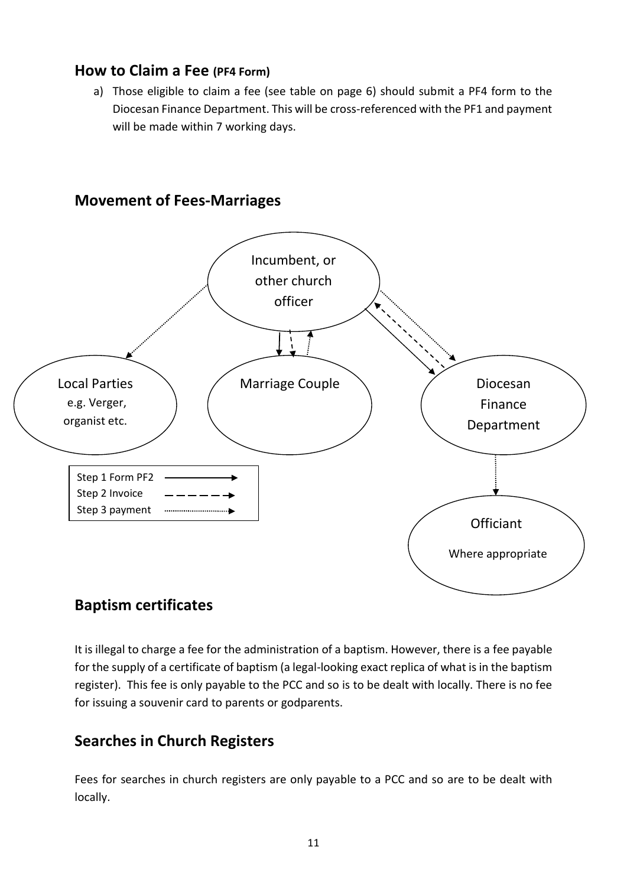## How to Claim a Fee (PF4 Form)

a) Those eligible to claim a fee (see table on page 6) should submit a PF4 form to the Diocesan Finance Department. This will be cross-referenced with the PF1 and payment will be made within 7 working days.

## Movement of Fees-Marriages

Incumbent, or other church officer

Local Parties e.g. Verger, organist etc.

Marriage Couple

Diocesan Finance Department

Officiant Where appropriate

Step 1 Form PF2
Step 2 Invoice
Step 3 payment

## Baptism certificates

It is illegal to charge a fee for the administration of a baptism. However, there is a fee payable for the supply of a certificate of baptism (a legal-looking exact replica of what is in the baptism register). This fee is only payable to the PCC and so is to be dealt with locally. There is no fee for issuing a souvenir card to parents or godparents.

## Searches in Church Registers

Fees for searches in church registers are only payable to a PCC and so are to be dealt with locally.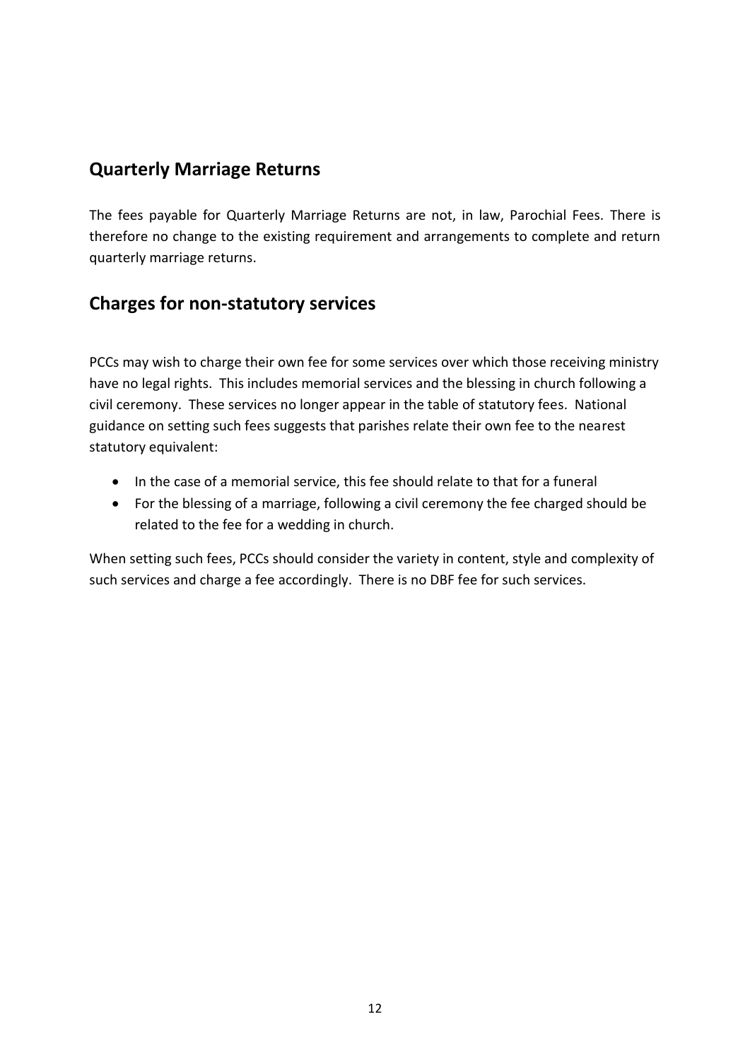## Quarterly Marriage Returns

The fees payable for Quarterly Marriage Returns are not, in law, Parochial Fees. There is therefore no change to the existing requirement and arrangements to complete and return quarterly marriage returns.

## Charges for non-statutory services

PCCs may wish to charge their own fee for some services over which those receiving ministry have no legal rights. This includes memorial services and the blessing in church following a civil ceremony. These services no longer appear in the table of statutory fees. National guidance on setting such fees suggests that parishes relate their own fee to the nearest statutory equivalent:

- In the case of a memorial service, this fee should relate to that for a funeral
- For the blessing of a marriage, following a civil ceremony the fee charged should be related to the fee for a wedding in church.

When setting such fees, PCCs should consider the variety in content, style and complexity of such services and charge a fee accordingly. There is no DBF fee for such services.